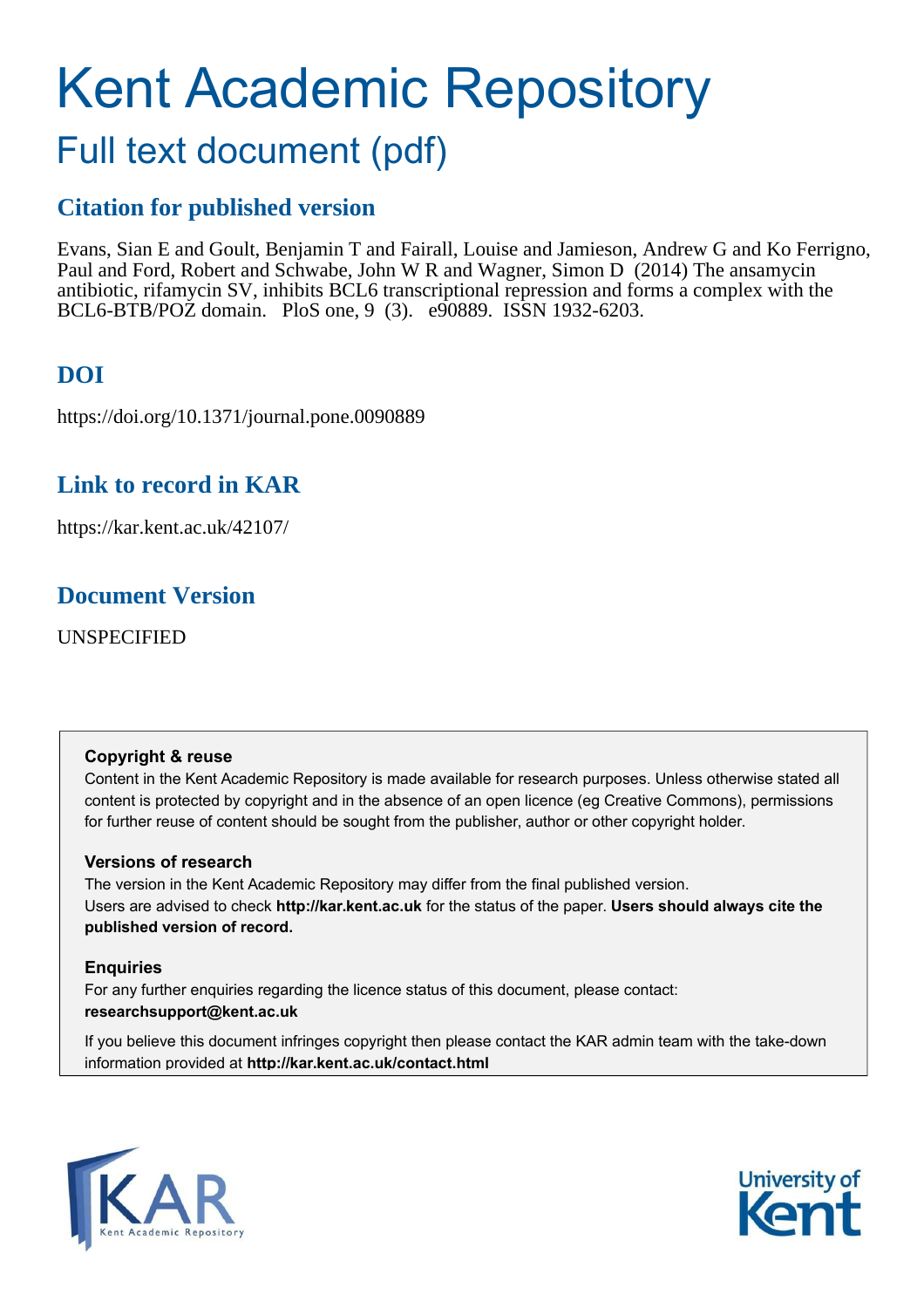# Kent Academic Repository

## Full text document (pdf)

## Citation for published version

Evans, Sian E and Goult, Benjamin T and Fairall, Louise and Jamieson, Andrew G and Ko Ferrigno, Paul and Ford, Robert and Schwabe, John W R and Wagner, Simon D (2014) The ansamycin antibiotic, rifamycin SV, inhibits BCL6 transcriptional repression and forms a complex with the BCL6-BTB/POZ domain. PloS one, 9 (3). e90889. ISSN 1932-6203.

## DOI

https://doi.org/10.1371/journal.pone.0090889

## Link to record in KAR

https://kar.kent.ac.uk/42107/

## Document Version

UNSPECIFIED

**Copyright & reuse**

Content in the Kent Academic Repository is made available for research purposes. Unless otherwise stated all content is protected by copyright and in the absence of an open licence (eg Creative Commons), permissions for further reuse of content should be sought from the publisher, author or other copyright holder.

**Versions of research**

The version in the Kent Academic Repository may differ from the final published version. Users are advised to check **http://kar.kent.ac.uk** for the status of the paper. **Users should always cite the published version of record.**

**Enquiries**

For any further enquiries regarding the licence status of this document, please contact: **researchsupport@kent.ac.uk**

If you believe this document infringes copyright then please contact the KAR admin team with the take-down information provided at **http://kar.kent.ac.uk/contact.html**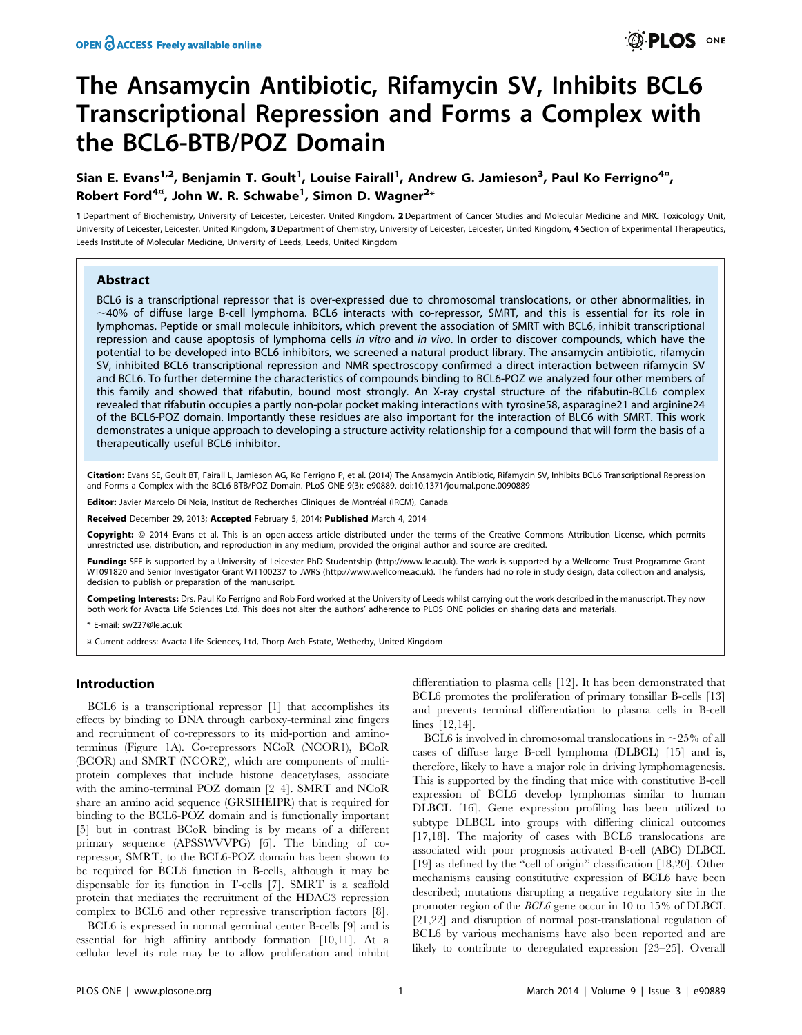# The Ansamycin Antibiotic, Rifamycin SV, Inhibits BCL6 Transcriptional Repression and Forms a Complex with the BCL6-BTB/POZ Domain

**Sian E. Evans[1,2], Benjamin T. Goult[1], Louise Fairall[1], Andrew G. Jamieson[3], Paul Ko Ferrigno[4¤], Robert Ford[4¤], John W. R. Schwabe[1], Simon D. Wagner[2*]**

1 Department of Biochemistry, University of Leicester, Leicester, United Kingdom, 2 Department of Cancer Studies and Molecular Medicine and MRC Toxicology Unit, University of Leicester, Leicester, United Kingdom, 3 Department of Chemistry, University of Leicester, Leicester, United Kingdom, 4 Section of Experimental Therapeutics, Leeds Institute of Molecular Medicine, University of Leeds, Leeds, United Kingdom

## Abstract

BCL6 is a transcriptional repressor that is over-expressed due to chromosomal translocations, or other abnormalities, in ~40% of diffuse large B-cell lymphoma. BCL6 interacts with co-repressor, SMRT, and this is essential for its role in lymphomas. Peptide or small molecule inhibitors, which prevent the association of SMRT with BCL6, inhibit transcriptional repression and cause apoptosis of lymphoma cells *in vitro* and *in vivo*. In order to discover compounds, which have the potential to be developed into BCL6 inhibitors, we screened a natural product library. The ansamycin antibiotic, rifamycin SV, inhibited BCL6 transcriptional repression and NMR spectroscopy confirmed a direct interaction between rifamycin SV and BCL6. To further determine the characteristics of compounds binding to BCL6-POZ we analyzed four other members of this family and showed that rifabutin, bound most strongly. An X-ray crystal structure of the rifabutin-BCL6 complex revealed that rifabutin occupies a partly non-polar pocket making interactions with tyrosine58, asparagine21 and arginine24 of the BCL6-POZ domain. Importantly these residues are also important for the interaction of BLC6 with SMRT. This work demonstrates a unique approach to developing a structure activity relationship for a compound that will form the basis of a therapeutically useful BCL6 inhibitor.

**Citation:** Evans SE, Goult BT, Fairall L, Jamieson AG, Ko Ferrigno P, et al. (2014) The Ansamycin Antibiotic, Rifamycin SV, Inhibits BCL6 Transcriptional Repression and Forms a Complex with the BCL6-BTB/POZ Domain. PLoS ONE 9(3): e90889. doi:10.1371/journal.pone.0090889

**Editor:** Javier Marcelo Di Noia, Institut de Recherches Cliniques de Montréal (IRCM), Canada

**Received** December 29, 2013; **Accepted** February 5, 2014; **Published** March 4, 2014

**Copyright:** © 2014 Evans et al. This is an open-access article distributed under the terms of the Creative Commons Attribution License, which permits unrestricted use, distribution, and reproduction in any medium, provided the original author and source are credited.

**Funding:** SEE is supported by a University of Leicester PhD Studentship (http://www.le.ac.uk). The work is supported by a Wellcome Trust Programme Grant WT091820 and Senior Investigator Grant WT100237 to JWRS (http://www.wellcome.ac.uk). The funders had no role in study design, data collection and analysis, decision to publish or preparation of the manuscript.

**Competing Interests:** Drs. Paul Ko Ferrigno and Rob Ford worked at the University of Leeds whilst carrying out the work described in the manuscript. They now both work for Avacta Life Sciences Ltd. This does not alter the authors' adherence to PLOS ONE policies on sharing data and materials.

\* E-mail: sw227@le.ac.uk

¤ Current address: Avacta Life Sciences, Ltd, Thorp Arch Estate, Wetherby, United Kingdom

## Introduction

BCL6 is a transcriptional repressor [1] that accomplishes its effects by binding to DNA through carboxy-terminal zinc fingers and recruitment of co-repressors to its mid-portion and amino-terminus (Figure 1A). Co-repressors NCoR (NCOR1), BCoR (BCOR) and SMRT (NCOR2), which are components of multi-protein complexes that include histone deacetylases, associate with the amino-terminal POZ domain [2–4]. SMRT and NCoR share an amino acid sequence (GRSIHEIPR) that is required for binding to the BCL6-POZ domain and is functionally important [5] but in contrast BCoR binding is by means of a different primary sequence (APSSWVVPG) [6]. The binding of co-repressor, SMRT, to the BCL6-POZ domain has been shown to be required for BCL6 function in B-cells, although it may be dispensable for its function in T-cells [7]. SMRT is a scaffold protein that mediates the recruitment of the HDAC3 repression complex to BCL6 and other repressive transcription factors [8].

BCL6 is expressed in normal germinal center B-cells [9] and is essential for high affinity antibody formation [10,11]. At a cellular level its role may be to allow proliferation and inhibit differentiation to plasma cells [12]. It has been demonstrated that BCL6 promotes the proliferation of primary tonsillar B-cells [13] and prevents terminal differentiation to plasma cells in B-cell lines [12,14].

BCL6 is involved in chromosomal translocations in ~25% of all cases of diffuse large B-cell lymphoma (DLBCL) [15] and is, therefore, likely to have a major role in driving lymphomagenesis. This is supported by the finding that mice with constitutive B-cell expression of BCL6 develop lymphomas similar to human DLBCL [16]. Gene expression profiling has been utilized to subtype DLBCL into groups with differing clinical outcomes [17,18]. The majority of cases with BCL6 translocations are associated with poor prognosis activated B-cell (ABC) DLBCL [19] as defined by the "cell of origin" classification [18,20]. Other mechanisms causing constitutive expression of BCL6 have been described; mutations disrupting a negative regulatory site in the promoter region of the *BCL6* gene occur in 10 to 15% of DLBCL [21,22] and disruption of normal post-translational regulation of BCL6 by various mechanisms have also been reported and are likely to contribute to deregulated expression [23–25]. Overall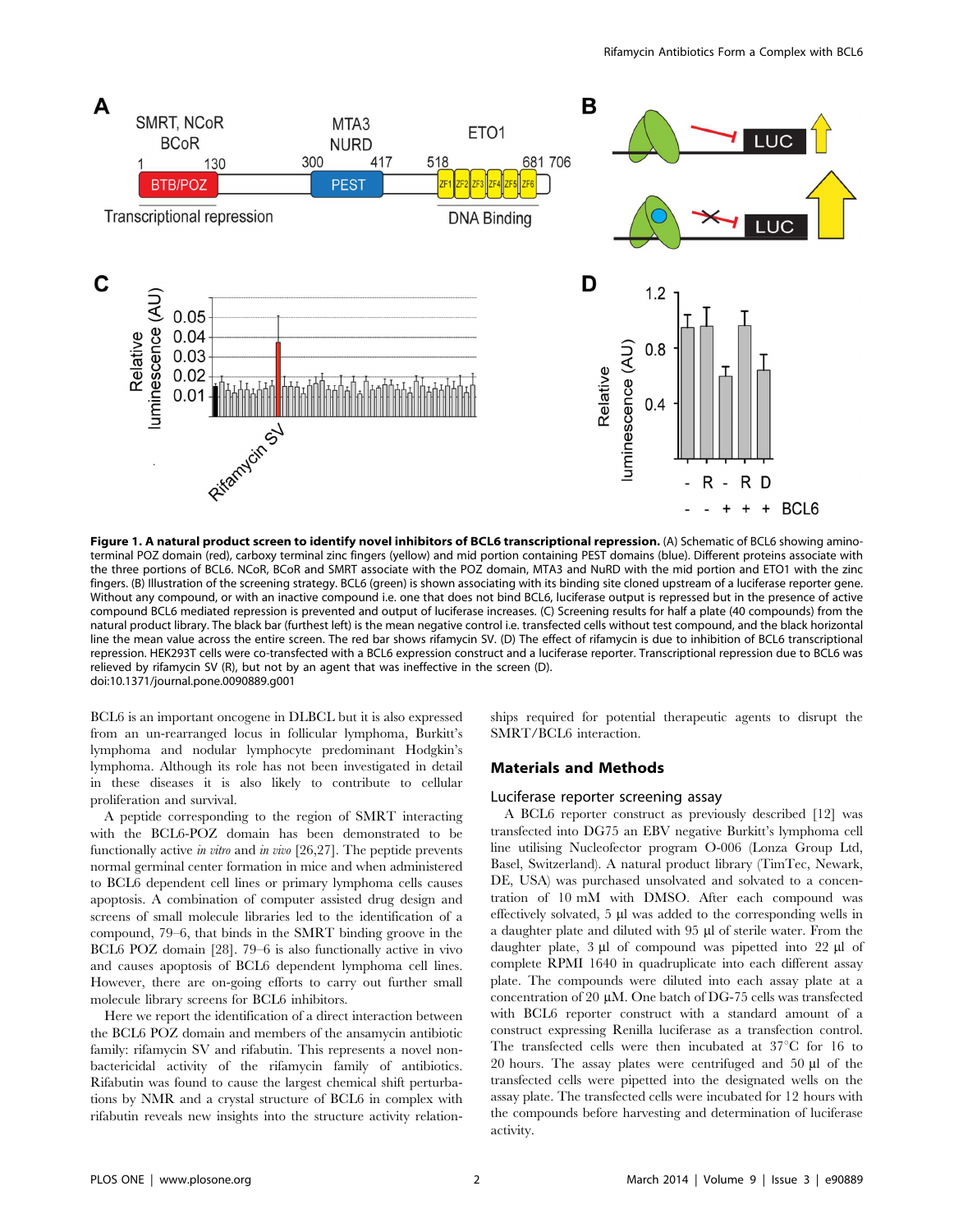**Figure 1. A natural product screen to identify novel inhibitors of BCL6 transcriptional repression.** (A) Schematic of BCL6 showing amino-terminal POZ domain (red), carboxy terminal zinc fingers (yellow) and mid portion containing PEST domains (blue). Different proteins associate with the three portions of BCL6. NCoR, BCoR and SMRT associate with the POZ domain, MTA3 and NuRD with the mid portion and ETO1 with the zinc fingers. (B) Illustration of the screening strategy. BCL6 (green) is shown associating with its binding site cloned upstream of a luciferase reporter gene. Without any compound, or with an inactive compound i.e. one that does not bind BCL6, luciferase output is repressed but in the presence of active compound BCL6 mediated repression is prevented and output of luciferase increases. (C) Screening results for half a plate (40 compounds) from the natural product library. The black bar (furthest left) is the mean negative control i.e. transfected cells without test compound, and the black horizontal line the mean value across the entire screen. The red bar shows rifamycin SV. (D) The effect of rifamycin is due to inhibition of BCL6 transcriptional repression. HEK293T cells were co-transfected with a BCL6 expression construct and a luciferase reporter. Transcriptional repression due to BCL6 was relieved by rifamycin SV (R), but not by an agent that was ineffective in the screen (D).
doi:10.1371/journal.pone.0090889.g001

BCL6 is an important oncogene in DLBCL but it is also expressed from an un-rearranged locus in follicular lymphoma, Burkitt's lymphoma and nodular lymphocyte predominant Hodgkin's lymphoma. Although its role has not been investigated in detail in these diseases it is also likely to contribute to cellular proliferation and survival.

A peptide corresponding to the region of SMRT interacting with the BCL6-POZ domain has been demonstrated to be functionally active *in vitro* and *in vivo* [26,27]. The peptide prevents normal germinal center formation in mice and when administered to BCL6 dependent cell lines or primary lymphoma cells causes apoptosis. A combination of computer assisted drug design and screens of small molecule libraries led to the identification of a compound, 79–6, that binds in the SMRT binding groove in the BCL6 POZ domain [28]. 79–6 is also functionally active in vivo and causes apoptosis of BCL6 dependent lymphoma cell lines. However, there are on-going efforts to carry out further small molecule library screens for BCL6 inhibitors.

Here we report the identification of a direct interaction between the BCL6 POZ domain and members of the ansamycin antibiotic family: rifamycin SV and rifabutin. This represents a novel non-bactericidal activity of the rifamycin family of antibiotics. Rifabutin was found to cause the largest chemical shift perturbations by NMR and a crystal structure of BCL6 in complex with rifabutin reveals new insights into the structure activity relationships required for potential therapeutic agents to disrupt the SMRT/BCL6 interaction.

## Materials and Methods

### Luciferase reporter screening assay

A BCL6 reporter construct as previously described [12] was transfected into DG75 an EBV negative Burkitt's lymphoma cell line utilising Nucleofector program O-006 (Lonza Group Ltd, Basel, Switzerland). A natural product library (TimTec, Newark, DE, USA) was purchased unsolvated and solvated to a concentration of 10 mM with DMSO. After each compound was effectively solvated, 5 µl was added to the corresponding wells in a daughter plate and diluted with 95 µl of sterile water. From the daughter plate, 3 µl of compound was pipetted into 22 µl of complete RPMI 1640 in quadruplicate into each different assay plate. The compounds were diluted into each assay plate at a concentration of 20 µM. One batch of DG-75 cells was transfected with BCL6 reporter construct with a standard amount of a construct expressing Renilla luciferase as a transfection control. The transfected cells were then incubated at 37°C for 16 to 20 hours. The assay plates were centrifuged and 50 µl of the transfected cells were pipetted into the designated wells on the assay plate. The transfected cells were incubated for 12 hours with the compounds before harvesting and determination of luciferase activity.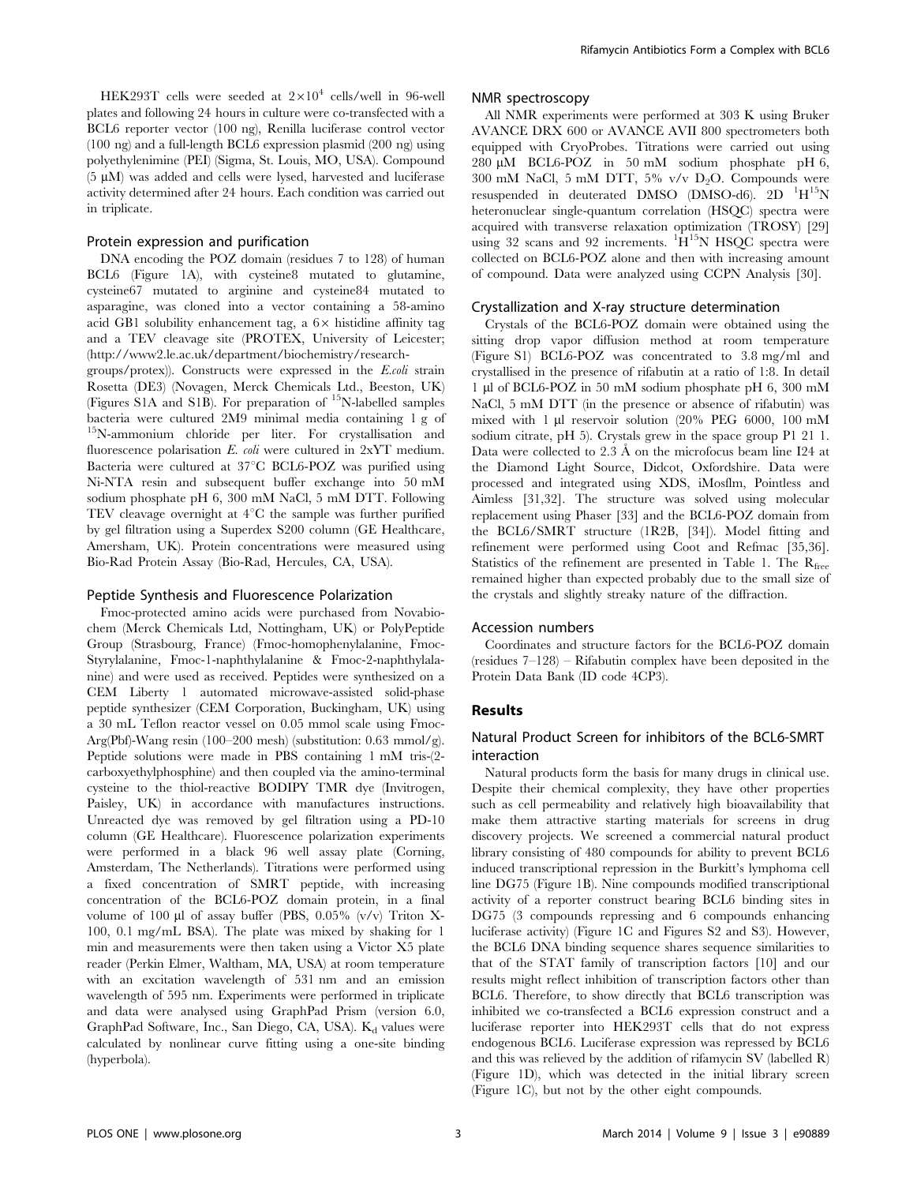HEK293T cells were seeded at $2\times10^4$ cells/well in 96-well plates and following 24 hours in culture were co-transfected with a BCL6 reporter vector (100 ng), Renilla luciferase control vector (100 ng) and a full-length BCL6 expression plasmid (200 ng) using polyethylenimine (PEI) (Sigma, St. Louis, MO, USA). Compound (5 µM) was added and cells were lysed, harvested and luciferase activity determined after 24 hours. Each condition was carried out in triplicate.

### Protein expression and purification

DNA encoding the POZ domain (residues 7 to 128) of human BCL6 (Figure 1A), with cysteine8 mutated to glutamine, cysteine67 mutated to arginine and cysteine84 mutated to asparagine, was cloned into a vector containing a 58-amino acid GB1 solubility enhancement tag, a 6× histidine affinity tag and a TEV cleavage site (PROTEX, University of Leicester; (http://www2.le.ac.uk/department/biochemistry/research-groups/protex)). Constructs were expressed in the *E.coli* strain Rosetta (DE3) (Novagen, Merck Chemicals Ltd., Beeston, UK) (Figures S1A and S1B). For preparation of $^{15}$N-labelled samples bacteria were cultured 2M9 minimal media containing 1 g of $^{15}$N-ammonium chloride per liter. For crystallisation and fluorescence polarisation *E. coli* were cultured in 2xYT medium. Bacteria were cultured at 37°C BCL6-POZ was purified using Ni-NTA resin and subsequent buffer exchange into 50 mM sodium phosphate pH 6, 300 mM NaCl, 5 mM DTT. Following TEV cleavage overnight at 4°C the sample was further purified by gel filtration using a Superdex S200 column (GE Healthcare, Amersham, UK). Protein concentrations were measured using Bio-Rad Protein Assay (Bio-Rad, Hercules, CA, USA).

### Peptide Synthesis and Fluorescence Polarization

Fmoc-protected amino acids were purchased from Novabiochem (Merck Chemicals Ltd, Nottingham, UK) or PolyPeptide Group (Strasbourg, France) (Fmoc-homophenylalanine, Fmoc-Styrylalanine, Fmoc-1-naphthylalanine & Fmoc-2-naphthylalanine) and were used as received. Peptides were synthesized on a CEM Liberty 1 automated microwave-assisted solid-phase peptide synthesizer (CEM Corporation, Buckingham, UK) using a 30 mL Teflon reactor vessel on 0.05 mmol scale using Fmoc-Arg(Pbf)-Wang resin (100–200 mesh) (substitution: 0.63 mmol/g). Peptide solutions were made in PBS containing 1 mM tris-(2-carboxyethylphosphine) and then coupled via the amino-terminal cysteine to the thiol-reactive BODIPY TMR dye (Invitrogen, Paisley, UK) in accordance with manufactures instructions. Unreacted dye was removed by gel filtration using a PD-10 column (GE Healthcare). Fluorescence polarization experiments were performed in a black 96 well assay plate (Corning, Amsterdam, The Netherlands). Titrations were performed using a fixed concentration of SMRT peptide, with increasing concentration of the BCL6-POZ domain protein, in a final volume of 100 µl of assay buffer (PBS, 0.05% (v/v) Triton X-100, 0.1 mg/mL BSA). The plate was mixed by shaking for 1 min and measurements were then taken using a Victor X5 plate reader (Perkin Elmer, Waltham, MA, USA) at room temperature with an excitation wavelength of 531 nm and an emission wavelength of 595 nm. Experiments were performed in triplicate and data were analysed using GraphPad Prism (version 6.0, GraphPad Software, Inc., San Diego, CA, USA). $K_d$ values were calculated by nonlinear curve fitting using a one-site binding (hyperbola).

### NMR spectroscopy

All NMR experiments were performed at 303 K using Bruker AVANCE DRX 600 or AVANCE AVII 800 spectrometers both equipped with CryoProbes. Titrations were carried out using 280 µM BCL6-POZ in 50 mM sodium phosphate pH 6, 300 mM NaCl, 5 mM DTT, 5% v/v $D_2O$. Compounds were resuspended in deuterated DMSO (DMSO-d6). 2D $^1$H$^{15}$N heteronuclear single-quantum correlation (HSQC) spectra were acquired with transverse relaxation optimization (TROSY) [29] using 32 scans and 92 increments. $^1$H$^{15}$N HSQC spectra were collected on BCL6-POZ alone and then with increasing amount of compound. Data were analyzed using CCPN Analysis [30].

### Crystallization and X-ray structure determination

Crystals of the BCL6-POZ domain were obtained using the sitting drop vapor diffusion method at room temperature (Figure S1) BCL6-POZ was concentrated to 3.8 mg/ml and crystallised in the presence of rifabutin at a ratio of 1:8. In detail 1 µl of BCL6-POZ in 50 mM sodium phosphate pH 6, 300 mM NaCl, 5 mM DTT (in the presence or absence of rifabutin) was mixed with 1 µl reservoir solution (20% PEG 6000, 100 mM sodium citrate, pH 5). Crystals grew in the space group P1 21 1. Data were collected to 2.3 Å on the microfocus beam line I24 at the Diamond Light Source, Didcot, Oxfordshire. Data were processed and integrated using XDS, iMosflm, Pointless and Aimless [31,32]. The structure was solved using molecular replacement using Phaser [33] and the BCL6-POZ domain from the BCL6/SMRT structure (1R2B, [34]). Model fitting and refinement were performed using Coot and Refmac [35,36]. Statistics of the refinement are presented in Table 1. The $R_{free}$ remained higher than expected probably due to the small size of the crystals and slightly streaky nature of the diffraction.

### Accession numbers

Coordinates and structure factors for the BCL6-POZ domain (residues 7–128) – Rifabutin complex have been deposited in the Protein Data Bank (ID code 4CP3).

## Results

### Natural Product Screen for inhibitors of the BCL6-SMRT interaction

Natural products form the basis for many drugs in clinical use. Despite their chemical complexity, they have other properties such as cell permeability and relatively high bioavailability that make them attractive starting materials for screens in drug discovery projects. We screened a commercial natural product library consisting of 480 compounds for ability to prevent BCL6 induced transcriptional repression in the Burkitt's lymphoma cell line DG75 (Figure 1B). Nine compounds modified transcriptional activity of a reporter construct bearing BCL6 binding sites in DG75 (3 compounds repressing and 6 compounds enhancing luciferase activity) (Figure 1C and Figures S2 and S3). However, the BCL6 DNA binding sequence shares sequence similarities to that of the STAT family of transcription factors [10] and our results might reflect inhibition of transcription factors other than BCL6. Therefore, to show directly that BCL6 transcription was inhibited we co-transfected a BCL6 expression construct and a luciferase reporter into HEK293T cells that do not express endogenous BCL6. Luciferase expression was repressed by BCL6 and this was relieved by the addition of rifamycin SV (labelled R) (Figure 1D), which was detected in the initial library screen (Figure 1C), but not by the other eight compounds.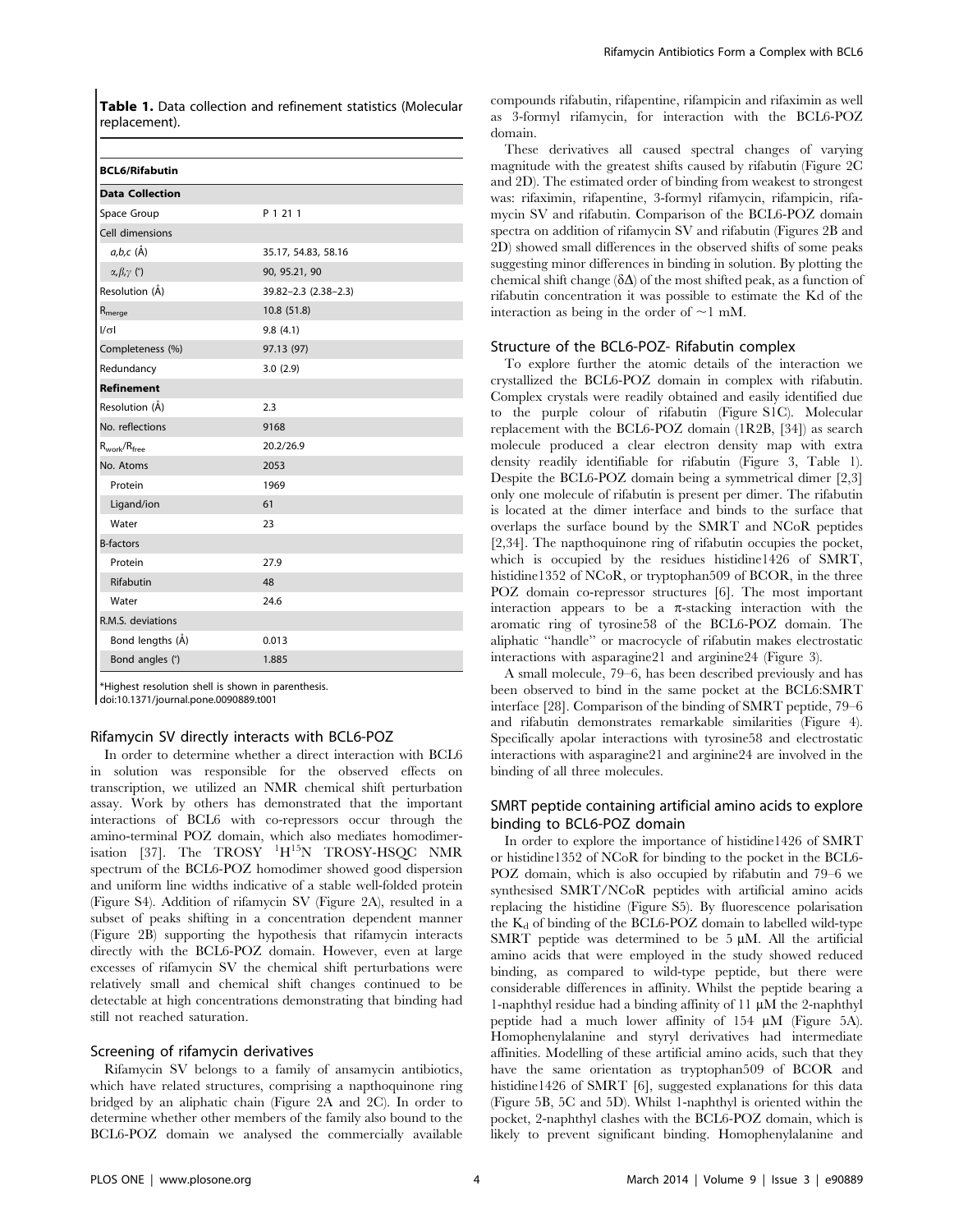**Table 1.** Data collection and refinement statistics (Molecular replacement).

| BCL6/Rifabutin | |
|---|---|
| **Data Collection** | |
| Space Group | P 1 21 1 |
| Cell dimensions | |
| $a,b,c$ (Å) | 35.17, 54.83, 58.16 |
| $\alpha,\beta,\gamma$ (°) | 90, 95.21, 90 |
| Resolution (Å) | 39.82–2.3 (2.38–2.3) |
| $R_{merge}$ | 10.8 (51.8) |
| I/σI | 9.8 (4.1) |
| Completeness (%) | 97.13 (97) |
| Redundancy | 3.0 (2.9) |
| **Refinement** | |
| Resolution (Å) | 2.3 |
| No. reflections | 9168 |
| $R_{work}/R_{free}$ | 20.2/26.9 |
| No. Atoms | 2053 |
| Protein | 1969 |
| Ligand/ion | 61 |
| Water | 23 |
| B-factors | |
| Protein | 27.9 |
| Rifabutin | 48 |
| Water | 24.6 |
| R.M.S. deviations | |
| Bond lengths (Å) | 0.013 |
| Bond angles (°) | 1.885 |

*Highest resolution shell is shown in parenthesis.
doi:10.1371/journal.pone.0090889.t001

### Rifamycin SV directly interacts with BCL6-POZ

In order to determine whether a direct interaction with BCL6 in solution was responsible for the observed effects on transcription, we utilized an NMR chemical shift perturbation assay. Work by others has demonstrated that the important interactions of BCL6 with co-repressors occur through the amino-terminal POZ domain, which also mediates homodimerisation [37]. The TROSY $^{1}H^{15}N$ TROSY-HSQC NMR spectrum of the BCL6-POZ homodimer showed good dispersion and uniform line widths indicative of a stable well-folded protein (Figure S4). Addition of rifamycin SV (Figure 2A), resulted in a subset of peaks shifting in a concentration dependent manner (Figure 2B) supporting the hypothesis that rifamycin interacts directly with the BCL6-POZ domain. However, even at large excesses of rifamycin SV the chemical shift perturbations were relatively small and chemical shift changes continued to be detectable at high concentrations demonstrating that binding had still not reached saturation.

### Screening of rifamycin derivatives

Rifamycin SV belongs to a family of ansamycin antibiotics, which have related structures, comprising a napthoquinone ring bridged by an aliphatic chain (Figure 2A and 2C). In order to determine whether other members of the family also bound to the BCL6-POZ domain we analysed the commercially available compounds rifabutin, rifapentine, rifampicin and rifaximin as well as 3-formyl rifamycin, for interaction with the BCL6-POZ domain.

These derivatives all caused spectral changes of varying magnitude with the greatest shifts caused by rifabutin (Figure 2C and 2D). The estimated order of binding from weakest to strongest was: rifaximin, rifapentine, 3-formyl rifamycin, rifampicin, rifamycin SV and rifabutin. Comparison of the BCL6-POZ domain spectra on addition of rifamycin SV and rifabutin (Figures 2B and 2D) showed small differences in the observed shifts of some peaks suggesting minor differences in binding in solution. By plotting the chemical shift change (δΔ) of the most shifted peak, as a function of rifabutin concentration it was possible to estimate the Kd of the interaction as being in the order of ~1 mM.

### Structure of the BCL6-POZ- Rifabutin complex

To explore further the atomic details of the interaction we crystallized the BCL6-POZ domain in complex with rifabutin. Complex crystals were readily obtained and easily identified due to the purple colour of rifabutin (Figure S1C). Molecular replacement with the BCL6-POZ domain (1R2B, [34]) as search molecule produced a clear electron density map with extra density readily identifiable for rifabutin (Figure 3, Table 1). Despite the BCL6-POZ domain being a symmetrical dimer [2,3] only one molecule of rifabutin is present per dimer. The rifabutin is located at the dimer interface and binds to the surface that overlaps the surface bound by the SMRT and NCoR peptides [2,34]. The napthoquinone ring of rifabutin occupies the pocket, which is occupied by the residues histidine1426 of SMRT, histidine1352 of NCoR, or tryptophan509 of BCOR, in the three POZ domain co-repressor structures [6]. The most important interaction appears to be a π-stacking interaction with the aromatic ring of tyrosine58 of the BCL6-POZ domain. The aliphatic "handle" or macrocycle of rifabutin makes electrostatic interactions with asparagine21 and arginine24 (Figure 3).

A small molecule, 79–6, has been described previously and has been observed to bind in the same pocket at the BCL6:SMRT interface [28]. Comparison of the binding of SMRT peptide, 79–6 and rifabutin demonstrates remarkable similarities (Figure 4). Specifically apolar interactions with tyrosine58 and electrostatic interactions with asparagine21 and arginine24 are involved in the binding of all three molecules.

### SMRT peptide containing artificial amino acids to explore binding to BCL6-POZ domain

In order to explore the importance of histidine1426 of SMRT or histidine1352 of NCoR for binding to the pocket in the BCL6-POZ domain, which is also occupied by rifabutin and 79–6 we synthesised SMRT/NCoR peptides with artificial amino acids replacing the histidine (Figure S5). By fluorescence polarisation the $K_d$ of binding of the BCL6-POZ domain to labelled wild-type SMRT peptide was determined to be 5 µM. All the artificial amino acids that were employed in the study showed reduced binding, as compared to wild-type peptide, but there were considerable differences in affinity. Whilst the peptide bearing a 1-naphthyl residue had a binding affinity of 11 µM the 2-naphthyl peptide had a much lower affinity of 154 µM (Figure 5A). Homophenylalanine and styryl derivatives had intermediate affinities. Modelling of these artificial amino acids, such that they have the same orientation as tryptophan509 of BCOR and histidine1426 of SMRT [6], suggested explanations for this data (Figure 5B, 5C and 5D). Whilst 1-naphthyl is oriented within the pocket, 2-naphthyl clashes with the BCL6-POZ domain, which is likely to prevent significant binding. Homophenylalanine and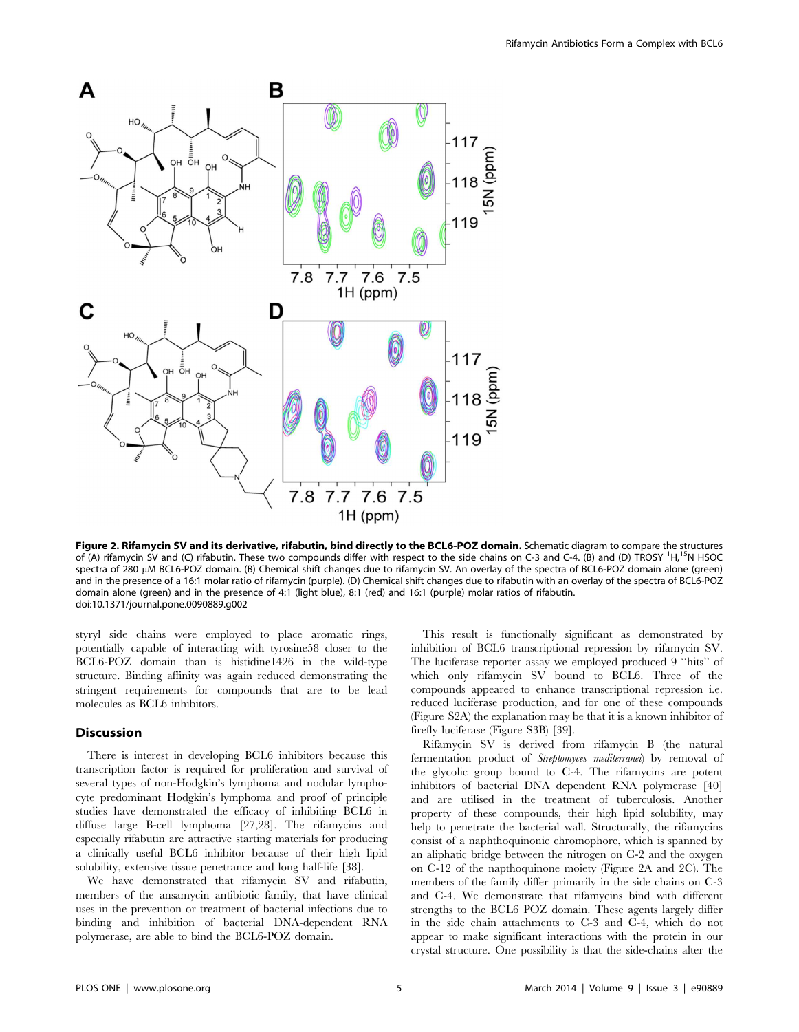**Figure 2. Rifamycin SV and its derivative, rifabutin, bind directly to the BCL6-POZ domain.** Schematic diagram to compare the structures of (A) rifamycin SV and (C) rifabutin. These two compounds differ with respect to the side chains on C-3 and C-4. (B) and (D) TROSY $^{1}H,^{15}N$ HSQC spectra of 280 μM BCL6-POZ domain. (B) Chemical shift changes due to rifamycin SV. An overlay of the spectra of BCL6-POZ domain alone (green) and in the presence of a 16:1 molar ratio of rifamycin (purple). (D) Chemical shift changes due to rifabutin with an overlay of the spectra of BCL6-POZ domain alone (green) and in the presence of 4:1 (light blue), 8:1 (red) and 16:1 (purple) molar ratios of rifabutin.
doi:10.1371/journal.pone.0090889.g002

styryl side chains were employed to place aromatic rings, potentially capable of interacting with tyrosine58 closer to the BCL6-POZ domain than is histidine1426 in the wild-type structure. Binding affinity was again reduced demonstrating the stringent requirements for compounds that are to be lead molecules as BCL6 inhibitors.

## Discussion

There is interest in developing BCL6 inhibitors because this transcription factor is required for proliferation and survival of several types of non-Hodgkin's lymphoma and nodular lymphocyte predominant Hodgkin's lymphoma and proof of principle studies have demonstrated the efficacy of inhibiting BCL6 in diffuse large B-cell lymphoma [27,28]. The rifamycins and especially rifabutin are attractive starting materials for producing a clinically useful BCL6 inhibitor because of their high lipid solubility, extensive tissue penetrance and long half-life [38].

We have demonstrated that rifamycin SV and rifabutin, members of the ansamycin antibiotic family, that have clinical uses in the prevention or treatment of bacterial infections due to binding and inhibition of bacterial DNA-dependent RNA polymerase, are able to bind the BCL6-POZ domain.

This result is functionally significant as demonstrated by inhibition of BCL6 transcriptional repression by rifamycin SV. The luciferase reporter assay we employed produced 9 "hits" of which only rifamycin SV bound to BCL6. Three of the compounds appeared to enhance transcriptional repression i.e. reduced luciferase production, and for one of these compounds (Figure S2A) the explanation may be that it is a known inhibitor of firefly luciferase (Figure S3B) [39].

Rifamycin SV is derived from rifamycin B (the natural fermentation product of *Streptomyces mediterranei*) by removal of the glycolic group bound to C-4. The rifamycins are potent inhibitors of bacterial DNA dependent RNA polymerase [40] and are utilised in the treatment of tuberculosis. Another property of these compounds, their high lipid solubility, may help to penetrate the bacterial wall. Structurally, the rifamycins consist of a naphthoquinonic chromophore, which is spanned by an aliphatic bridge between the nitrogen on C-2 and the oxygen on C-12 of the napthoquinone moiety (Figure 2A and 2C). The members of the family differ primarily in the side chains on C-3 and C-4. We demonstrate that rifamycins bind with different strengths to the BCL6 POZ domain. These agents largely differ in the side chain attachments to C-3 and C-4, which do not appear to make significant interactions with the protein in our crystal structure. One possibility is that the side-chains alter the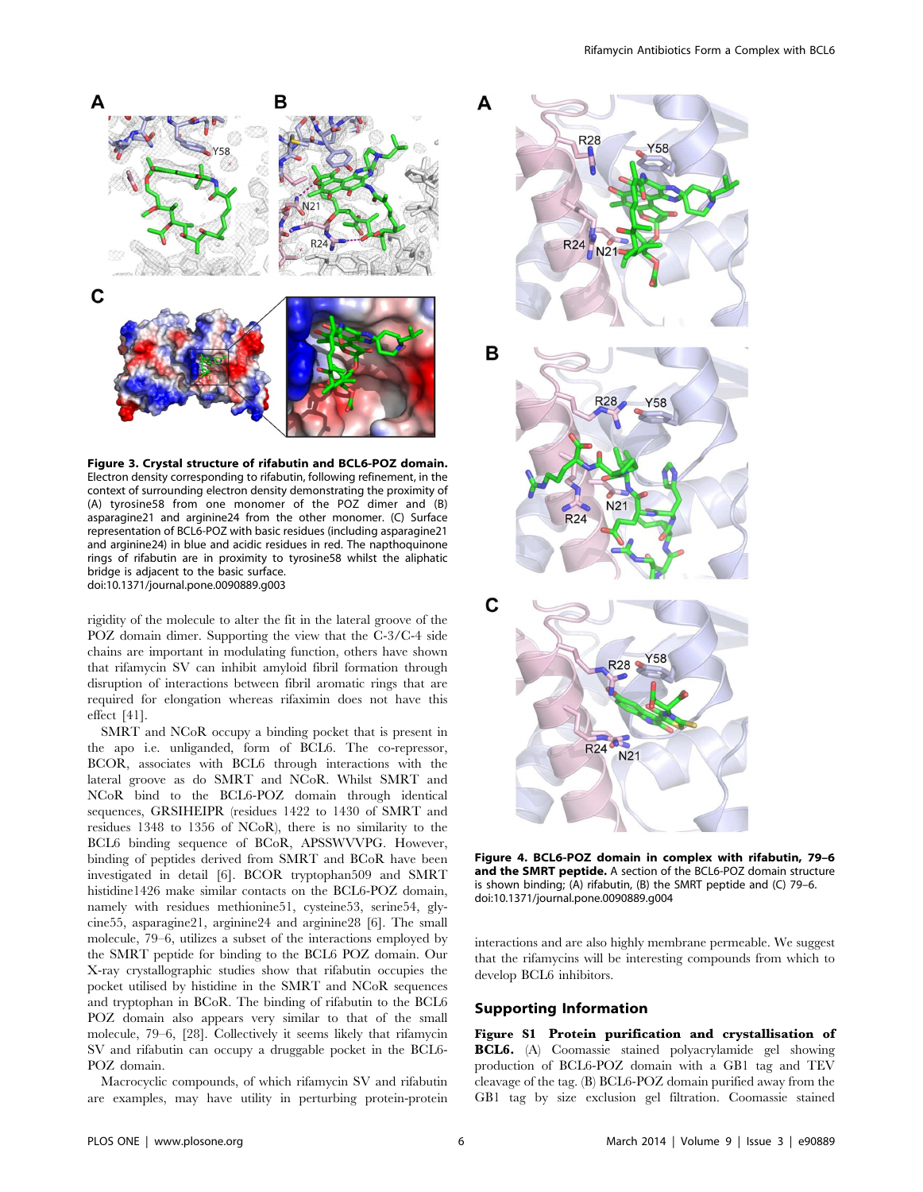**Figure 3. Crystal structure of rifabutin and BCL6-POZ domain.** Electron density corresponding to rifabutin, following refinement, in the context of surrounding electron density demonstrating the proximity of (A) tyrosine58 from one monomer of the POZ dimer and (B) asparagine21 and arginine24 from the other monomer. (C) Surface representation of BCL6-POZ with basic residues (including asparagine21 and arginine24) in blue and acidic residues in red. The napthoquinone rings of rifabutin are in proximity to tyrosine58 whilst the aliphatic bridge is adjacent to the basic surface.
doi:10.1371/journal.pone.0090889.g003

rigidity of the molecule to alter the fit in the lateral groove of the POZ domain dimer. Supporting the view that the C-3/C-4 side chains are important in modulating function, others have shown that rifamycin SV can inhibit amyloid fibril formation through disruption of interactions between fibril aromatic rings that are required for elongation whereas rifaximin does not have this effect [41].

SMRT and NCoR occupy a binding pocket that is present in the apo i.e. unliganded, form of BCL6. The co-repressor, BCOR, associates with BCL6 through interactions with the lateral groove as do SMRT and NCoR. Whilst SMRT and NCoR bind to the BCL6-POZ domain through identical sequences, GRSIHEIPR (residues 1422 to 1430 of SMRT and residues 1348 to 1356 of NCoR), there is no similarity to the BCL6 binding sequence of BCoR, APSSWVVPG. However, binding of peptides derived from SMRT and BCoR have been investigated in detail [6]. BCOR tryptophan509 and SMRT histidine1426 make similar contacts on the BCL6-POZ domain, namely with residues methionine51, cysteine53, serine54, glycine55, asparagine21, arginine24 and arginine28 [6]. The small molecule, 79–6, utilizes a subset of the interactions employed by the SMRT peptide for binding to the BCL6 POZ domain. Our X-ray crystallographic studies show that rifabutin occupies the pocket utilised by histidine in the SMRT and NCoR sequences and tryptophan in BCoR. The binding of rifabutin to the BCL6 POZ domain also appears very similar to that of the small molecule, 79–6, [28]. Collectively it seems likely that rifamycin SV and rifabutin can occupy a druggable pocket in the BCL6-POZ domain.

Macrocyclic compounds, of which rifamycin SV and rifabutin are examples, may have utility in perturbing protein-protein interactions and are also highly membrane permeable. We suggest that the rifamycins will be interesting compounds from which to develop BCL6 inhibitors.

**Figure 4. BCL6-POZ domain in complex with rifabutin, 79–6 and the SMRT peptide.** A section of the BCL6-POZ domain structure is shown binding; (A) rifabutin, (B) the SMRT peptide and (C) 79–6.
doi:10.1371/journal.pone.0090889.g004

## Supporting Information

**Figure S1 Protein purification and crystallisation of BCL6.** (A) Coomassie stained polyacrylamide gel showing production of BCL6-POZ domain with a GB1 tag and TEV cleavage of the tag. (B) BCL6-POZ domain purified away from the GB1 tag by size exclusion gel filtration. Coomassie stained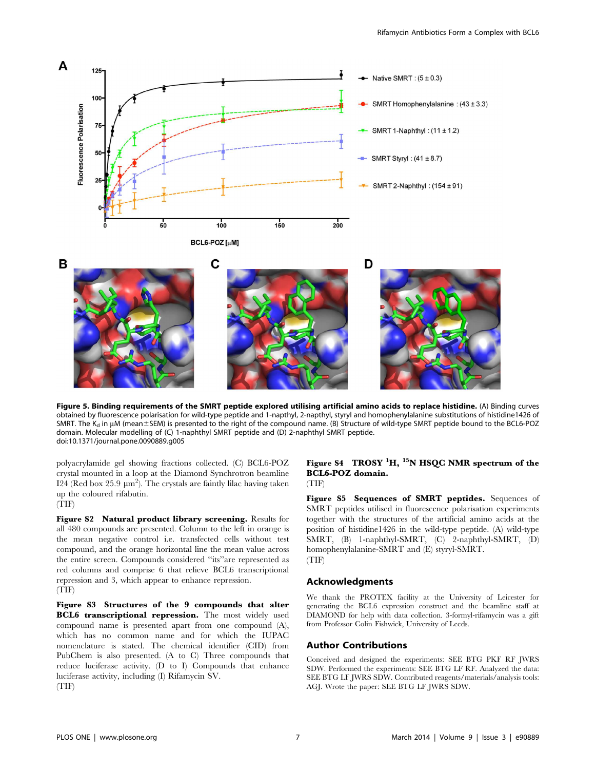**Figure 5. Binding requirements of the SMRT peptide explored utilising artificial amino acids to replace histidine.** (A) Binding curves obtained by fluorescence polarisation for wild-type peptide and 1-napthyl, 2-napthyl, styryl and homophenylalanine substitutions of histidine1426 of SMRT. The $K_d$ in μM (mean±SEM) is presented to the right of the compound name. (B) Structure of wild-type SMRT peptide bound to the BCL6-POZ domain. Molecular modelling of (C) 1-naphthyl SMRT peptide and (D) 2-naphthyl SMRT peptide.
doi:10.1371/journal.pone.0090889.g005

polyacrylamide gel showing fractions collected. (C) BCL6-POZ crystal mounted in a loop at the Diamond Synchrotron beamline I24 (Red box 25.9 $\mu m^2$). The crystals are faintly lilac having taken up the coloured rifabutin.
(TIF)

**Figure S2 Natural product library screening.** Results for all 480 compounds are presented. Column to the left in orange is the mean negative control i.e. transfected cells without test compound, and the orange horizontal line the mean value across the entire screen. Compounds considered ''its''are represented as red columns and comprise 6 that relieve BCL6 transcriptional repression and 3, which appear to enhance repression.
(TIF)

**Figure S3 Structures of the 9 compounds that alter BCL6 transcriptional repression.** The most widely used compound name is presented apart from one compound (A), which has no common name and for which the IUPAC nomenclature is stated. The chemical identifier (CID) from PubChem is also presented. (A to C) Three compounds that reduce luciferase activity. (D to I) Compounds that enhance luciferase activity, including (I) Rifamycin SV.
(TIF)

**Figure S4 TROSY $^1H$, $^{15}N$ HSQC NMR spectrum of the BCL6-POZ domain.**
(TIF)

**Figure S5 Sequences of SMRT peptides.** Sequences of SMRT peptides utilised in fluorescence polarisation experiments together with the structures of the artificial amino acids at the position of histidine1426 in the wild-type peptide. (A) wild-type SMRT, (B) 1-naphthyl-SMRT, (C) 2-naphthyl-SMRT, (D) homophenylalanine-SMRT and (E) styryl-SMRT.
(TIF)

## Acknowledgments

We thank the PROTEX facility at the University of Leicester for generating the BCL6 expression construct and the beamline staff at DIAMOND for help with data collection. 3-formyl-rifamycin was a gift from Professor Colin Fishwick, University of Leeds.

## Author Contributions

Conceived and designed the experiments: SEE BTG PKF RF JWRS SDW. Performed the experiments: SEE BTG LF RF. Analyzed the data: SEE BTG LF JWRS SDW. Contributed reagents/materials/analysis tools: AGJ. Wrote the paper: SEE BTG LF JWRS SDW.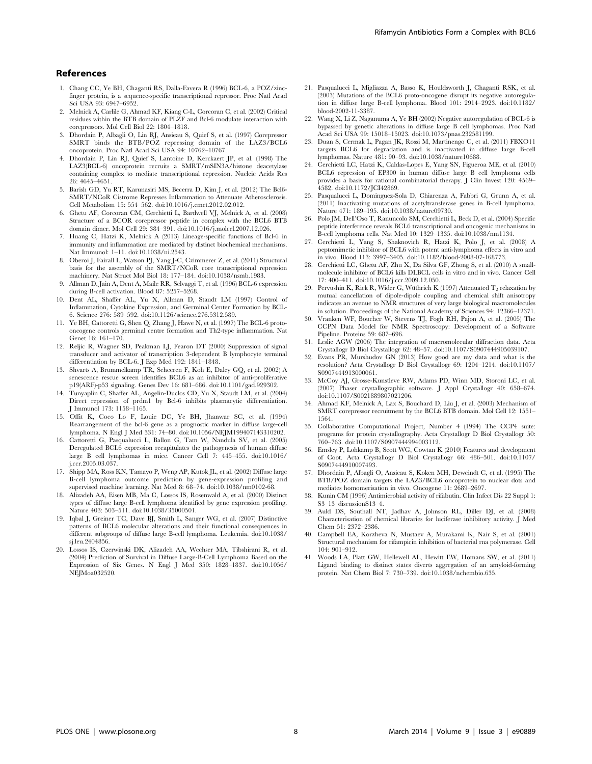## References

1. Chang CC, Ye BH, Chaganti RS, Dalla-Favera R (1996) BCL-6, a POZ/zinc-finger protein, is a sequence-specific transcriptional repressor. Proc Natl Acad Sci USA 93: 6947–6952.
2. Melnick A, Carlile G, Ahmad KF, Kiang C-L, Corcoran C, et al. (2002) Critical residues within the BTB domain of PLZF and Bcl-6 modulate interaction with corepressors. Mol Cell Biol 22: 1804–1818.
3. Dhordain P, Albagli O, Lin RJ, Ansieau S, Quief S, et al. (1997) Corepressor SMRT binds the BTB/POZ repressing domain of the LAZ3/BCL6 oncoprotein. Proc Natl Acad Sci USA 94: 10762–10767.
4. Dhordain P, Lin RJ, Quief S, Lantoine D, Kerckaert JP, et al. (1998) The LAZ3(BCL-6) oncoprotein recruits a SMRT/mSIN3A/histone deacetylase containing complex to mediate transcriptional repression. Nucleic Acids Res 26: 4645–4651.
5. Barish GD, Yu RT, Karunasiri MS, Becerra D, Kim J, et al. (2012) The Bcl6-SMRT/NCoR Cistrome Represses Inflammation to Attenuate Atherosclerosis. Cell Metabolism 15: 554–562. doi:10.1016/j.cmet.2012.02.012.
6. Ghetu AF, Corcoran CM, Cerchietti L, Bardwell VJ, Melnick A, et al. (2008) Structure of a BCOR corepressor peptide in complex with the BCL6 BTB domain dimer. Mol Cell 29: 384–391. doi:10.1016/j.molcel.2007.12.026.
7. Huang C, Hatzi K, Melnick A (2013) Lineage-specific functions of Bcl-6 in immunity and inflammation are mediated by distinct biochemical mechanisms. Nat Immunol: 1–11. doi:10.1038/ni.2543.
8. Oberoi J, Fairall L, Watson PJ, Yang J-C, Czimmerer Z, et al. (2011) Structural basis for the assembly of the SMRT/NCoR core transcriptional repression machinery. Nat Struct Mol Biol 18: 177–184. doi:10.1038/nsmb.1983.
9. Allman D, Jain A, Dent A, Maile RR, Selvaggi T, et al. (1996) BCL-6 expression during B-cell activation. Blood 87: 5257–5268.
10. Dent AL, Shaffer AL, Yu X, Allman D, Staudt LM (1997) Control of Inflammation, Cytokine Expression, and Germinal Center Formation by BCL-6. Science 276: 589–592. doi:10.1126/science.276.5312.589.
11. Ye BH, Cattoretti G, Shen Q, Zhang J, Hawe N, et al. (1997) The BCL-6 proto-oncogene controls germinal centre formation and Th2-type inflammation. Nat Genet 16: 161–170.
12. Reljic R, Wagner SD, Peakman LJ, Fearon DT (2000) Suppression of signal transducer and activator of transcription 3-dependent B lymphocyte terminal differentiation by BCL-6. J Exp Med 192: 1841–1848.
13. Shvarts A, Brummelkamp TR, Scheeren F, Koh E, Daley GQ, et al. (2002) A senescence rescue screen identifies BCL6 as an inhibitor of anti-proliferative p19(ARF)-p53 signaling. Genes Dev 16: 681–686. doi:10.1101/gad.929302.
14. Tunyaplin C, Shaffer AL, Angelin-Duclos CD, Yu X, Staudt LM, et al. (2004) Direct repression of prdm1 by Bcl-6 inhibits plasmacytic differentiation. J Immunol 173: 1158–1165.
15. Offit K, Coco Lo F, Louie DC, Ye BH, Jhanwar SC, et al. (1994) Rearrangement of the bcl-6 gene as a prognostic marker in diffuse large-cell lymphoma. N Engl J Med 331: 74–80. doi:10.1056/NEJM199407143310202.
16. Cattoretti G, Pasqualucci L, Ballon G, Tam W, Nandula SV, et al. (2005) Deregulated BCL6 expression recapitulates the pathogenesis of human diffuse large B cell lymphomas in mice. Cancer Cell 7: 445–455. doi:10.1016/j.ccr.2005.03.037.
17. Shipp MA, Ross KN, Tamayo P, Weng AP, Kutok JL, et al. (2002) Diffuse large B-cell lymphoma outcome prediction by gene-expression profiling and supervised machine learning. Nat Med 8: 68–74. doi:10.1038/nm0102-68.
18. Alizadeh AA, Eisen MB, Ma C, Lossos IS, Rosenwald A, et al. (2000) Distinct types of diffuse large B-cell lymphoma identified by gene expression profiling. Nature 403: 503–511. doi:10.1038/35000501.
19. Iqbal J, Greiner TC, Dave BJ, Smith L, Sanger WG, et al. (2007) Distinctive patterns of BCL6 molecular alterations and their functional consequences in different subgroups of diffuse large B-cell lymphoma. Leukemia. doi:10.1038/sj.leu.2404856.
20. Lossos IS, Czerwinski DK, Alizadeh AA, Wechser MA, Tibshirani R, et al. (2004) Prediction of Survival in Diffuse Large-B-Cell Lymphoma Based on the Expression of Six Genes. N Engl J Med 350: 1828–1837. doi:10.1056/NEJMoa032520.
21. Pasqualucci L, Migliazza A, Basso K, Houldsworth J, Chaganti RSK, et al. (2003) Mutations of the BCL6 proto-oncogene disrupt its negative autoregulation in diffuse large B-cell lymphoma. Blood 101: 2914–2923. doi:10.1182/blood-2002-11-3387.
22. Wang X, Li Z, Naganuma A, Ye BH (2002) Negative autoregulation of BCL-6 is bypassed by genetic alterations in diffuse large B cell lymphomas. Proc Natl Acad Sci USA 99: 15018–15023. doi:10.1073/pnas.232581199.
23. Duan S, Cermak L, Pagan JK, Rossi M, Martinengo C, et al. (2011) FBXO11 targets BCL6 for degradation and is inactivated in diffuse large B-cell lymphomas. Nature 481: 90–93. doi:10.1038/nature10688.
24. Cerchietti LC, Hatzi K, Caldas-Lopes E, Yang SN, Figueroa ME, et al. (2010) BCL6 repression of EP300 in human diffuse large B cell lymphoma cells provides a basis for rational combinatorial therapy. J Clin Invest 120: 4569–4582. doi:10.1172/JCI42869.
25. Pasqualucci L, Dominguez-Sola D, Chiarenza A, Fabbri G, Grunn A, et al. (2011) Inactivating mutations of acetyltransferase genes in B-cell lymphoma. Nature 471: 189–195. doi:10.1038/nature09730.
26. Polo JM, Dell'Oso T, Ranuncolo SM, Cerchietti L, Beck D, et al. (2004) Specific peptide interference reveals BCL6 transcriptional and oncogenic mechanisms in B-cell lymphoma cells. Nat Med 10: 1329–1335. doi:10.1038/nm1134.
27. Cerchietti L, Yang S, Shaknovich R, Hatzi K, Polo J, et al. (2008) A peptomimetic inhibitor of BCL6 with potent anti-lymphoma effects in vitro and in vivo. Blood 113: 3997–3405. doi:10.1182/blood-2008-07-168773.
28. Cerchietti LC, Ghetu AF, Zhu X, Da Silva GF, Zhong S, et al. (2010) A small-molecule inhibitor of BCL6 kills DLBCL cells in vitro and in vivo. Cancer Cell 17: 400–411. doi:10.1016/j.ccr.2009.12.050.
29. Pervushin K, Riek R, Wider G, Wüthrich K (1997) Attenuated $T_2$ relaxation by mutual cancellation of dipole-dipole coupling and chemical shift anisotropy indicates an avenue to NMR structures of very large biological macromolecules in solution. Proceedings of the National Academy of Sciences 94: 12366–12371.
30. Vranken WF, Boucher W, Stevens TJ, Fogh RH, Pajon A, et al. (2005) The CCPN Data Model for NMR Spectroscopy: Development of a Software Pipeline. Proteins 59: 687–696.
31. Leslie AGW (2006) The integration of macromolecular diffraction data. Acta Crystallogr D Biol Crystallogr 62: 48–57. doi:10.1107/S0907444905039107.
32. Evans PR, Murshudov GN (2013) How good are my data and what is the resolution? Acta Crystallogr D Biol Crystallogr 69: 1204–1214. doi:10.1107/S0907444913000061.
33. McCoy AJ, Grosse-Kunstleve RW, Adams PD, Winn MD, Storoni LC, et al. (2007) Phaser crystallographic software. J Appl Crystallogr 40: 658–674. doi:10.1107/S0021889807021206.
34. Ahmad KF, Melnick A, Lax S, Bouchard D, Liu J, et al. (2003) Mechanism of SMRT corepressor recruitment by the BCL6 BTB domain. Mol Cell 12: 1551–1564.
35. Collaborative Computational Project, Number 4 (1994) The CCP4 suite: programs for protein crystallography. Acta Crystallogr D Biol Crystallogr 50: 760–763. doi:10.1107/S0907444994003112.
36. Emsley P, Lohkamp B, Scott WG, Cowtan K (2010) Features and development of Coot. Acta Crystallogr D Biol Crystallogr 66: 486–501. doi:10.1107/S0907444910007493.
37. Dhordain P, Albagli O, Ansieau S, Koken MH, Deweindt C, et al. (1995) The BTB/POZ domain targets the LAZ3/BCL6 oncoprotein to nuclear dots and mediates homomerisation in vivo. Oncogene 11: 2689–2697.
38. Kunin CM (1996) Antimicrobial activity of rifabutin. Clin Infect Dis 22 Suppl 1: S3–13–discussionS13–4.
39. Auld DS, Southall NT, Jadhav A, Johnson RL, Diller DJ, et al. (2008) Characterisation of chemical libraries for luciferase inhibitory activity. J Med Chem 51: 2372–2386.
40. Campbell EA, Korzheva N, Mustaev A, Murakami K, Nair S, et al. (2001) Structural mechanism for rifampicin inhibition of bacterial rna polymerase. Cell 104: 901–912.
41. Woods LA, Platt GW, Hellewell AL, Hewitt EW, Homans SW, et al. (2011) Ligand binding to distinct states diverts aggregation of an amyloid-forming protein. Nat Chem Biol 7: 730–739. doi:10.1038/nchembio.635.